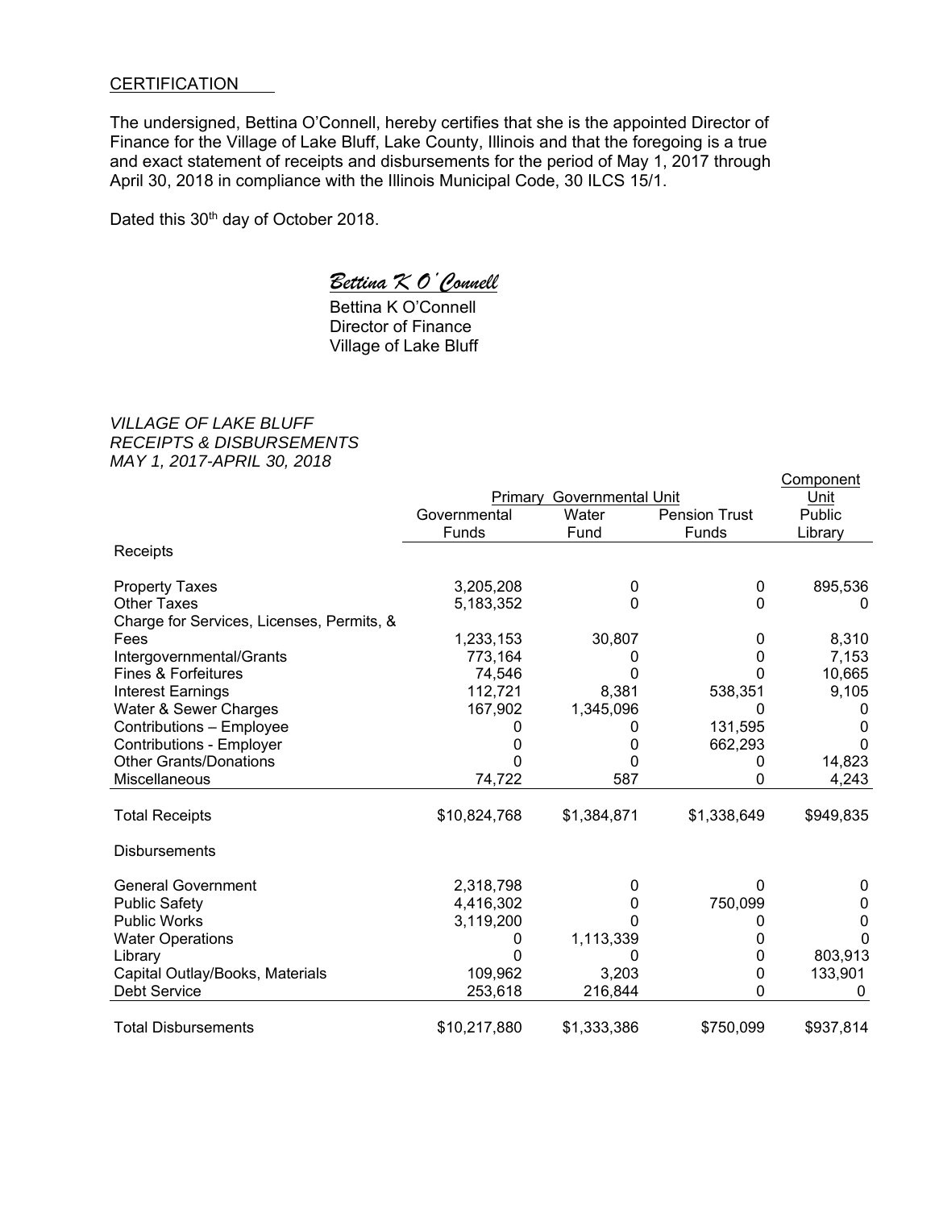CERTIFICATION

The undersigned, Bettina O'Connell, hereby certifies that she is the appointed Director of Finance for the Village of Lake Bluff, Lake County, Illinois and that the foregoing is a true and exact statement of receipts and disbursements for the period of May 1, 2017 through April 30, 2018 in compliance with the Illinois Municipal Code, 30 ILCS 15/1.

Dated this 30th day of October 2018.

*Bettina K O'Connell*

Bettina K O'Connell
Director of Finance
Village of Lake Bluff

*VILLAGE OF LAKE BLUFF*
*RECEIPTS & DISBURSEMENTS*
*MAY 1, 2017-APRIL 30, 2018*

| | Primary Governmental Unit | | | Component Unit |
|---|---|---|---|---|
| | Governmental Funds | Water Fund | Pension Trust Funds | Public Library |
| Receipts | | | | |
| Property Taxes | 3,205,208 | 0 | 0 | 895,536 |
| Other Taxes | 5,183,352 | 0 | 0 | 0 |
| Charge for Services, Licenses, Permits, & Fees | 1,233,153 | 30,807 | 0 | 8,310 |
| Intergovernmental/Grants | 773,164 | 0 | 0 | 7,153 |
| Fines & Forfeitures | 74,546 | 0 | 0 | 10,665 |
| Interest Earnings | 112,721 | 8,381 | 538,351 | 9,105 |
| Water & Sewer Charges | 167,902 | 1,345,096 | 0 | 0 |
| Contributions – Employee | 0 | 0 | 131,595 | 0 |
| Contributions - Employer | 0 | 0 | 662,293 | 0 |
| Other Grants/Donations | 0 | 0 | 0 | 14,823 |
| Miscellaneous | 74,722 | 587 | 0 | 4,243 |
| Total Receipts | $10,824,768 | $1,384,871 | $1,338,649 | $949,835 |
| Disbursements | | | | |
| General Government | 2,318,798 | 0 | 0 | 0 |
| Public Safety | 4,416,302 | 0 | 750,099 | 0 |
| Public Works | 3,119,200 | 0 | 0 | 0 |
| Water Operations | 0 | 1,113,339 | 0 | 0 |
| Library | 0 | 0 | 0 | 803,913 |
| Capital Outlay/Books, Materials | 109,962 | 3,203 | 0 | 133,901 |
| Debt Service | 253,618 | 216,844 | 0 | 0 |
| Total Disbursements | $10,217,880 | $1,333,386 | $750,099 | $937,814 |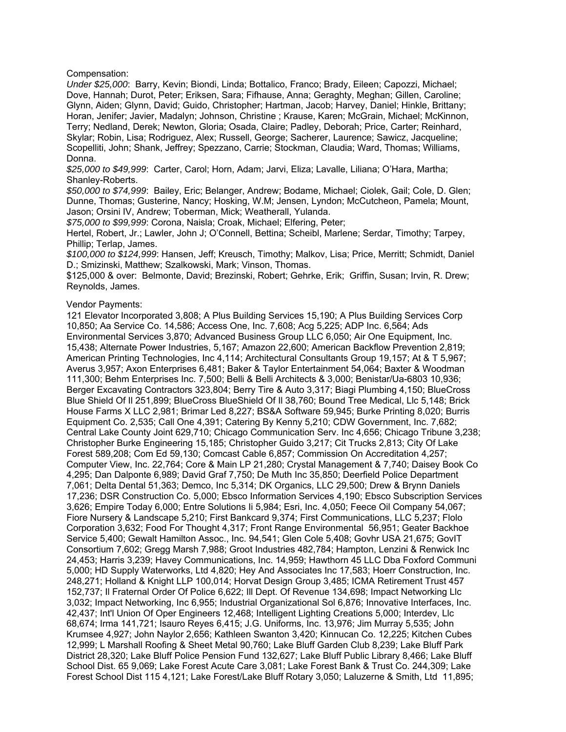Compensation:

*Under $25,000*: Barry, Kevin; Biondi, Linda; Bottalico, Franco; Brady, Eileen; Capozzi, Michael; Dove, Hannah; Durot, Peter; Eriksen, Sara; Fifhause, Anna; Geraghty, Meghan; Gillen, Caroline; Glynn, Aiden; Glynn, David; Guido, Christopher; Hartman, Jacob; Harvey, Daniel; Hinkle, Brittany; Horan, Jenifer; Javier, Madalyn; Johnson, Christine ; Krause, Karen; McGrain, Michael; McKinnon, Terry; Nedland, Derek; Newton, Gloria; Osada, Claire; Padley, Deborah; Price, Carter; Reinhard, Skylar; Robin, Lisa; Rodriguez, Alex; Russell, George; Sacherer, Laurence; Sawicz, Jacqueline; Scopelliti, John; Shank, Jeffrey; Spezzano, Carrie; Stockman, Claudia; Ward, Thomas; Williams, Donna.

*$25,000 to $49,999*: Carter, Carol; Horn, Adam; Jarvi, Eliza; Lavalle, Liliana; O'Hara, Martha; Shanley-Roberts.

*$50,000 to $74,999*: Bailey, Eric; Belanger, Andrew; Bodame, Michael; Ciolek, Gail; Cole, D. Glen; Dunne, Thomas; Gusterine, Nancy; Hosking, W.M; Jensen, Lyndon; McCutcheon, Pamela; Mount, Jason; Orsini IV, Andrew; Toberman, Mick; Weatherall, Yulanda.

*$75,000 to $99,999*: Corona, Naisla; Croak, Michael; Elfering, Peter; Hertel, Robert, Jr.; Lawler, John J; O'Connell, Bettina; Scheibl, Marlene; Serdar, Timothy; Tarpey, Phillip; Terlap, James.

*$100,000 to $124,999*: Hansen, Jeff; Kreusch, Timothy; Malkov, Lisa; Price, Merritt; Schmidt, Daniel D.; Smizinski, Matthew; Szalkowski, Mark; Vinson, Thomas.

$125,000 & over: Belmonte, David; Brezinski, Robert; Gehrke, Erik; Griffin, Susan; Irvin, R. Drew; Reynolds, James.

Vendor Payments:

121 Elevator Incorporated 3,808; A Plus Building Services 15,190; A Plus Building Services Corp 10,850; Aa Service Co. 14,586; Access One, Inc. 7,608; Acg 5,225; ADP Inc. 6,564; Ads Environmental Services 3,870; Advanced Business Group LLC 6,050; Air One Equipment, Inc. 15,438; Alternate Power Industries, 5,167; Amazon 22,600; American Backflow Prevention 2,819; American Printing Technologies, Inc 4,114; Architectural Consultants Group 19,157; At & T 5,967; Averus 3,957; Axon Enterprises 6,481; Baker & Taylor Entertainment 54,064; Baxter & Woodman 111,300; Behm Enterprises Inc. 7,500; Belli & Belli Architects & 3,000; Benistar/Ua-6803 10,936; Berger Excavating Contractors 323,804; Berry Tire & Auto 3,317; Biagi Plumbing 4,150; BlueCross Blue Shield Of Il 251,899; BlueCross BlueShield Of Il 38,760; Bound Tree Medical, Llc 5,148; Brick House Farms X LLC 2,981; Brimar Led 8,227; BS&A Software 59,945; Burke Printing 8,020; Burris Equipment Co. 2,535; Call One 4,391; Catering By Kenny 5,210; CDW Government, Inc. 7,682; Central Lake County Joint 629,710; Chicago Communication Serv. Inc 4,656; Chicago Tribune 3,238; Christopher Burke Engineering 15,185; Christopher Guido 3,217; Cit Trucks 2,813; City Of Lake Forest 589,208; Com Ed 59,130; Comcast Cable 6,857; Commission On Accreditation 4,257; Computer View, Inc. 22,764; Core & Main LP 21,280; Crystal Management & 7,740; Daisey Book Co 4,295; Dan Dalponte 6,989; David Graf 7,750; De Muth Inc 35,850; Deerfield Police Department 7,061; Delta Dental 51,363; Demco, Inc 5,314; DK Organics, LLC 29,500; Drew & Brynn Daniels 17,236; DSR Construction Co. 5,000; Ebsco Information Services 4,190; Ebsco Subscription Services 3,626; Empire Today 6,000; Entre Solutions Ii 5,984; Esri, Inc. 4,050; Feece Oil Company 54,067; Fiore Nursery & Landscape 5,210; First Bankcard 9,374; First Communications, LLC 5,237; Flolo Corporation 3,632; Food For Thought 4,317; Front Range Environmental 56,951; Geater Backhoe Service 5,400; Gewalt Hamilton Assoc., Inc. 94,541; Glen Cole 5,408; Govhr USA 21,675; GovIT Consortium 7,602; Gregg Marsh 7,988; Groot Industries 482,784; Hampton, Lenzini & Renwick Inc 24,453; Harris 3,239; Havey Communications, Inc. 14,959; Hawthorn 45 LLC Dba Foxford Communi 5,000; HD Supply Waterworks, Ltd 4,820; Hey And Associates Inc 17,583; Hoerr Construction, Inc. 248,271; Holland & Knight LLP 100,014; Horvat Design Group 3,485; ICMA Retirement Trust 457 152,737; Il Fraternal Order Of Police 6,622; Ill Dept. Of Revenue 134,698; Impact Networking Llc 3,032; Impact Networking, Inc 6,955; Industrial Organizational Sol 6,876; Innovative Interfaces, Inc. 42,437; Int'l Union Of Oper Engineers 12,468; Intelligent Lighting Creations 5,000; Interdev, Llc 68,674; Irma 141,721; Isauro Reyes 6,415; J.G. Uniforms, Inc. 13,976; Jim Murray 5,535; John Krumsee 4,927; John Naylor 2,656; Kathleen Swanton 3,420; Kinnucan Co. 12,225; Kitchen Cubes 12,999; L Marshall Roofing & Sheet Metal 90,760; Lake Bluff Garden Club 8,239; Lake Bluff Park District 28,320; Lake Bluff Police Pension Fund 132,627; Lake Bluff Public Library 8,466; Lake Bluff School Dist. 65 9,069; Lake Forest Acute Care 3,081; Lake Forest Bank & Trust Co. 244,309; Lake Forest School Dist 115 4,121; Lake Forest/Lake Bluff Rotary 3,050; Laluzerne & Smith, Ltd 11,895;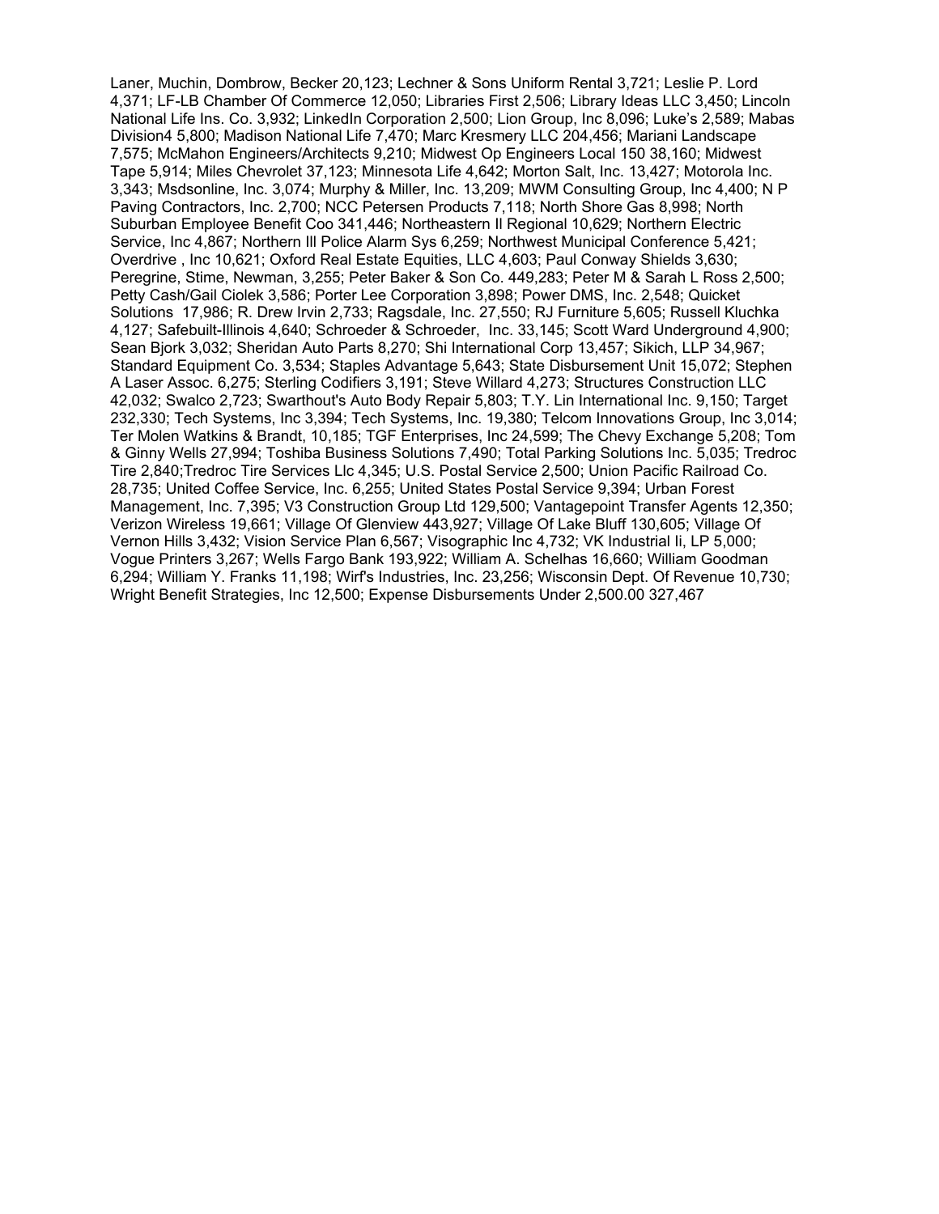Laner, Muchin, Dombrow, Becker 20,123; Lechner & Sons Uniform Rental 3,721; Leslie P. Lord 4,371; LF-LB Chamber Of Commerce 12,050; Libraries First 2,506; Library Ideas LLC 3,450; Lincoln National Life Ins. Co. 3,932; LinkedIn Corporation 2,500; Lion Group, Inc 8,096; Luke's 2,589; Mabas Division4 5,800; Madison National Life 7,470; Marc Kresmery LLC 204,456; Mariani Landscape 7,575; McMahon Engineers/Architects 9,210; Midwest Op Engineers Local 150 38,160; Midwest Tape 5,914; Miles Chevrolet 37,123; Minnesota Life 4,642; Morton Salt, Inc. 13,427; Motorola Inc. 3,343; Msdsonline, Inc. 3,074; Murphy & Miller, Inc. 13,209; MWM Consulting Group, Inc 4,400; N P Paving Contractors, Inc. 2,700; NCC Petersen Products 7,118; North Shore Gas 8,998; North Suburban Employee Benefit Coo 341,446; Northeastern Il Regional 10,629; Northern Electric Service, Inc 4,867; Northern Ill Police Alarm Sys 6,259; Northwest Municipal Conference 5,421; Overdrive , Inc 10,621; Oxford Real Estate Equities, LLC 4,603; Paul Conway Shields 3,630; Peregrine, Stime, Newman, 3,255; Peter Baker & Son Co. 449,283; Peter M & Sarah L Ross 2,500; Petty Cash/Gail Ciolek 3,586; Porter Lee Corporation 3,898; Power DMS, Inc. 2,548; Quicket Solutions 17,986; R. Drew Irvin 2,733; Ragsdale, Inc. 27,550; RJ Furniture 5,605; Russell Kluchka 4,127; Safebuilt-Illinois 4,640; Schroeder & Schroeder, Inc. 33,145; Scott Ward Underground 4,900; Sean Bjork 3,032; Sheridan Auto Parts 8,270; Shi International Corp 13,457; Sikich, LLP 34,967; Standard Equipment Co. 3,534; Staples Advantage 5,643; State Disbursement Unit 15,072; Stephen A Laser Assoc. 6,275; Sterling Codifiers 3,191; Steve Willard 4,273; Structures Construction LLC 42,032; Swalco 2,723; Swarthout's Auto Body Repair 5,803; T.Y. Lin International Inc. 9,150; Target 232,330; Tech Systems, Inc 3,394; Tech Systems, Inc. 19,380; Telcom Innovations Group, Inc 3,014; Ter Molen Watkins & Brandt, 10,185; TGF Enterprises, Inc 24,599; The Chevy Exchange 5,208; Tom & Ginny Wells 27,994; Toshiba Business Solutions 7,490; Total Parking Solutions Inc. 5,035; Tredroc Tire 2,840;Tredroc Tire Services Llc 4,345; U.S. Postal Service 2,500; Union Pacific Railroad Co. 28,735; United Coffee Service, Inc. 6,255; United States Postal Service 9,394; Urban Forest Management, Inc. 7,395; V3 Construction Group Ltd 129,500; Vantagepoint Transfer Agents 12,350; Verizon Wireless 19,661; Village Of Glenview 443,927; Village Of Lake Bluff 130,605; Village Of Vernon Hills 3,432; Vision Service Plan 6,567; Visographic Inc 4,732; VK Industrial Ii, LP 5,000; Vogue Printers 3,267; Wells Fargo Bank 193,922; William A. Schelhas 16,660; William Goodman 6,294; William Y. Franks 11,198; Wirf's Industries, Inc. 23,256; Wisconsin Dept. Of Revenue 10,730; Wright Benefit Strategies, Inc 12,500; Expense Disbursements Under 2,500.00 327,467